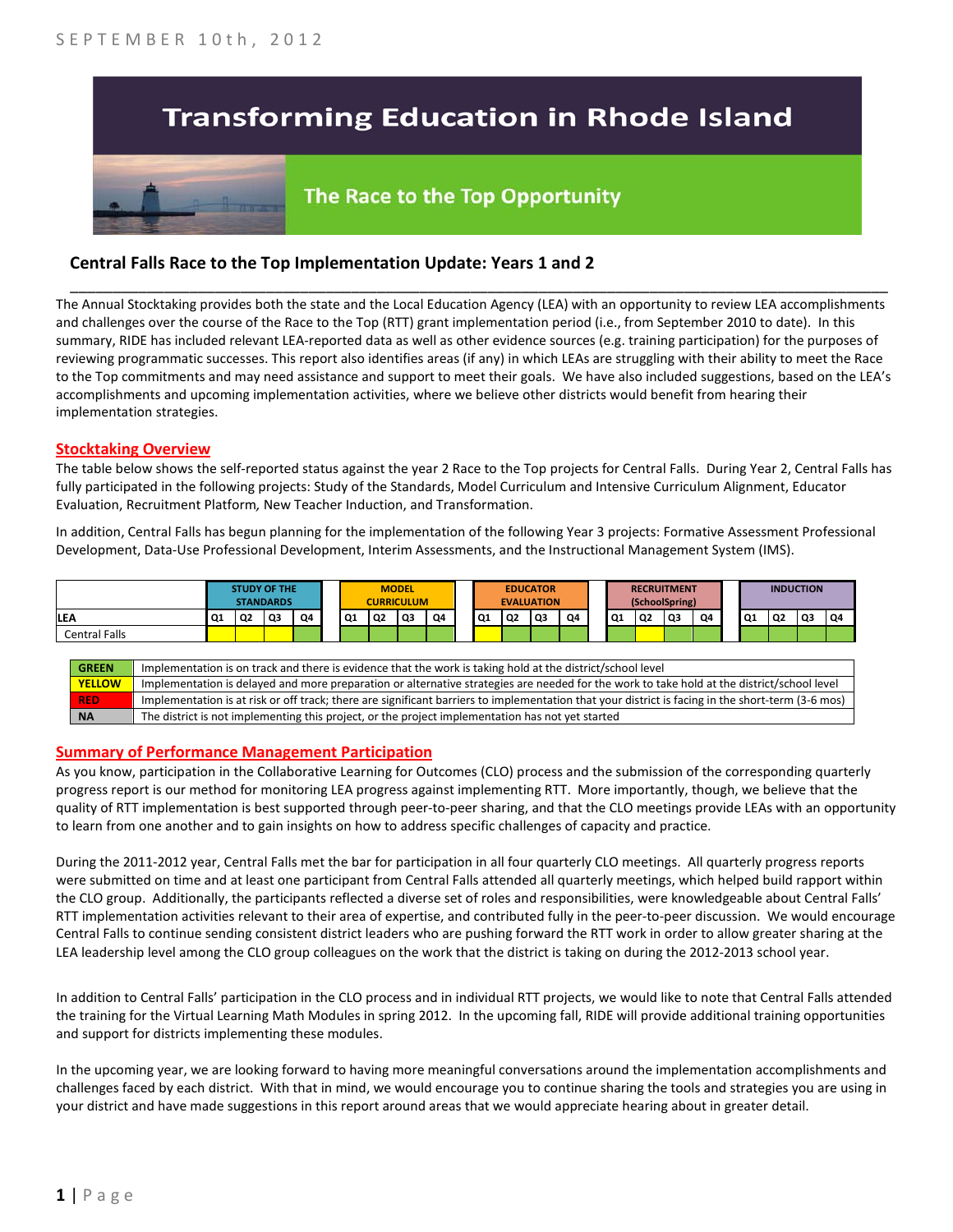SEPTEMBER 10th, 2012

# Transforming Education in Rhode Island

## The Race to the Top Opportunity

### Central Falls Race to the Top Implementation Update: Years 1 and 2

The Annual Stocktaking provides both the state and the Local Education Agency (LEA) with an opportunity to review LEA accomplishments and challenges over the course of the Race to the Top (RTT) grant implementation period (i.e., from September 2010 to date). In this summary, RIDE has included relevant LEA-reported data as well as other evidence sources (e.g. training participation) for the purposes of reviewing programmatic successes. This report also identifies areas (if any) in which LEAs are struggling with their ability to meet the Race to the Top commitments and may need assistance and support to meet their goals. We have also included suggestions, based on the LEA's accomplishments and upcoming implementation activities, where we believe other districts would benefit from hearing their implementation strategies.

### Stocktaking Overview

The table below shows the self-reported status against the year 2 Race to the Top projects for Central Falls. During Year 2, Central Falls has fully participated in the following projects: Study of the Standards, Model Curriculum and Intensive Curriculum Alignment, Educator Evaluation, Recruitment Platform, New Teacher Induction, and Transformation.

In addition, Central Falls has begun planning for the implementation of the following Year 3 projects: Formative Assessment Professional Development, Data-Use Professional Development, Interim Assessments, and the Instructional Management System (IMS).

| | STUDY OF THE STANDARDS | | | | MODEL CURRICULUM | | | | EDUCATOR EVALUATION | | | | RECRUITMENT (SchoolSpring) | | | | INDUCTION | | | |
|---|---|---|---|---|---|---|---|---|---|---|---|---|---|---|---|---|---|---|---|---|
| LEA | Q1 | Q2 | Q3 | Q4 | Q1 | Q2 | Q3 | Q4 | Q1 | Q2 | Q3 | Q4 | Q1 | Q2 | Q3 | Q4 | Q1 | Q2 | Q3 | Q4 |
| Central Falls | Yellow | Yellow | Yellow | Green | Green | Green | Green | Green | Yellow | Green | Green | Green | Green | Yellow | Green | Green | Green | Green | Green | Green |

| | |
|---|---|
| GREEN | Implementation is on track and there is evidence that the work is taking hold at the district/school level |
| YELLOW | Implementation is delayed and more preparation or alternative strategies are needed for the work to take hold at the district/school level |
| RED | Implementation is at risk or off track; there are significant barriers to implementation that your district is facing in the short-term (3-6 mos) |
| NA | The district is not implementing this project, or the project implementation has not yet started |

### Summary of Performance Management Participation

As you know, participation in the Collaborative Learning for Outcomes (CLO) process and the submission of the corresponding quarterly progress report is our method for monitoring LEA progress against implementing RTT. More importantly, though, we believe that the quality of RTT implementation is best supported through peer-to-peer sharing, and that the CLO meetings provide LEAs with an opportunity to learn from one another and to gain insights on how to address specific challenges of capacity and practice.

During the 2011-2012 year, Central Falls met the bar for participation in all four quarterly CLO meetings. All quarterly progress reports were submitted on time and at least one participant from Central Falls attended all quarterly meetings, which helped build rapport within the CLO group. Additionally, the participants reflected a diverse set of roles and responsibilities, were knowledgeable about Central Falls' RTT implementation activities relevant to their area of expertise, and contributed fully in the peer-to-peer discussion. We would encourage Central Falls to continue sending consistent district leaders who are pushing forward the RTT work in order to allow greater sharing at the LEA leadership level among the CLO group colleagues on the work that the district is taking on during the 2012-2013 school year.

In addition to Central Falls' participation in the CLO process and in individual RTT projects, we would like to note that Central Falls attended the training for the Virtual Learning Math Modules in spring 2012. In the upcoming fall, RIDE will provide additional training opportunities and support for districts implementing these modules.

In the upcoming year, we are looking forward to having more meaningful conversations around the implementation accomplishments and challenges faced by each district. With that in mind, we would encourage you to continue sharing the tools and strategies you are using in your district and have made suggestions in this report around areas that we would appreciate hearing about in greater detail.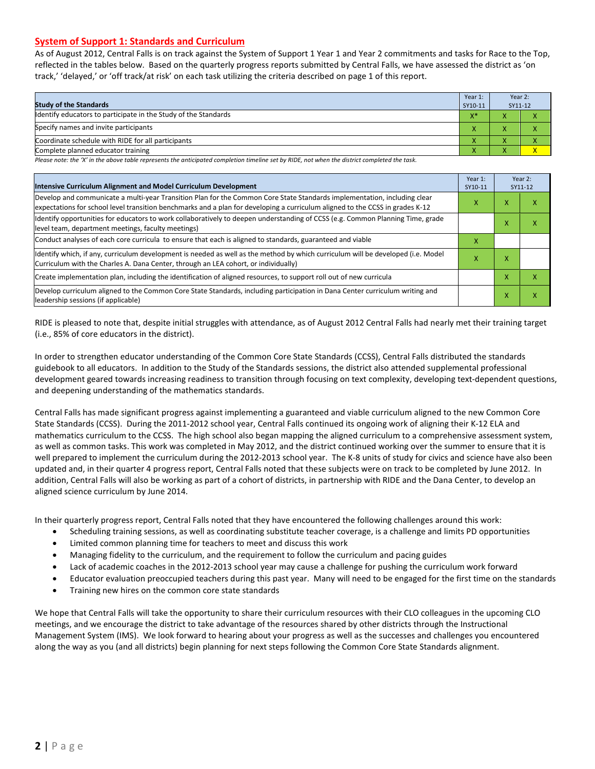## System of Support 1: Standards and Curriculum

As of August 2012, Central Falls is on track against the System of Support 1 Year 1 and Year 2 commitments and tasks for Race to the Top, reflected in the tables below. Based on the quarterly progress reports submitted by Central Falls, we have assessed the district as 'on track,' 'delayed,' or 'off track/at risk' on each task utilizing the criteria described on page 1 of this report.

| Study of the Standards | Year 1: SY10-11 | Year 2: SY11-12 | |
|---|---|---|---|
| Identify educators to participate in the Study of the Standards | X* | X | X |
| Specify names and invite participants | X | X | X |
| Coordinate schedule with RIDE for all participants | X | X | X |
| Complete planned educator training | X | X | X |

*Please note: the 'X' in the above table represents the anticipated completion timeline set by RIDE, not when the district completed the task.*

| Intensive Curriculum Alignment and Model Curriculum Development | Year 1: SY10-11 | Year 2: SY11-12 | |
|---|---|---|---|
| Develop and communicate a multi-year Transition Plan for the Common Core State Standards implementation, including clear expectations for school level transition benchmarks and a plan for developing a curriculum aligned to the CCSS in grades K-12 | X | X | X |
| Identify opportunities for educators to work collaboratively to deepen understanding of CCSS (e.g. Common Planning Time, grade level team, department meetings, faculty meetings) | | X | X |
| Conduct analyses of each core curricula to ensure that each is aligned to standards, guaranteed and viable | X | | |
| Identify which, if any, curriculum development is needed as well as the method by which curriculum will be developed (i.e. Model Curriculum with the Charles A. Dana Center, through an LEA cohort, or individually) | X | X | |
| Create implementation plan, including the identification of aligned resources, to support roll out of new curricula | | X | X |
| Develop curriculum aligned to the Common Core State Standards, including participation in Dana Center curriculum writing and leadership sessions (if applicable) | | X | X |

RIDE is pleased to note that, despite initial struggles with attendance, as of August 2012 Central Falls had nearly met their training target (i.e., 85% of core educators in the district).

In order to strengthen educator understanding of the Common Core State Standards (CCSS), Central Falls distributed the standards guidebook to all educators. In addition to the Study of the Standards sessions, the district also attended supplemental professional development geared towards increasing readiness to transition through focusing on text complexity, developing text-dependent questions, and deepening understanding of the mathematics standards.

Central Falls has made significant progress against implementing a guaranteed and viable curriculum aligned to the new Common Core State Standards (CCSS). During the 2011-2012 school year, Central Falls continued its ongoing work of aligning their K-12 ELA and mathematics curriculum to the CCSS. The high school also began mapping the aligned curriculum to a comprehensive assessment system, as well as common tasks. This work was completed in May 2012, and the district continued working over the summer to ensure that it is well prepared to implement the curriculum during the 2012-2013 school year. The K-8 units of study for civics and science have also been updated and, in their quarter 4 progress report, Central Falls noted that these subjects were on track to be completed by June 2012. In addition, Central Falls will also be working as part of a cohort of districts, in partnership with RIDE and the Dana Center, to develop an aligned science curriculum by June 2014.

In their quarterly progress report, Central Falls noted that they have encountered the following challenges around this work:

- Scheduling training sessions, as well as coordinating substitute teacher coverage, is a challenge and limits PD opportunities
- Limited common planning time for teachers to meet and discuss this work
- Managing fidelity to the curriculum, and the requirement to follow the curriculum and pacing guides
- Lack of academic coaches in the 2012-2013 school year may cause a challenge for pushing the curriculum work forward
- Educator evaluation preoccupied teachers during this past year. Many will need to be engaged for the first time on the standards
- Training new hires on the common core state standards

We hope that Central Falls will take the opportunity to share their curriculum resources with their CLO colleagues in the upcoming CLO meetings, and we encourage the district to take advantage of the resources shared by other districts through the Instructional Management System (IMS). We look forward to hearing about your progress as well as the successes and challenges you encountered along the way as you (and all districts) begin planning for next steps following the Common Core State Standards alignment.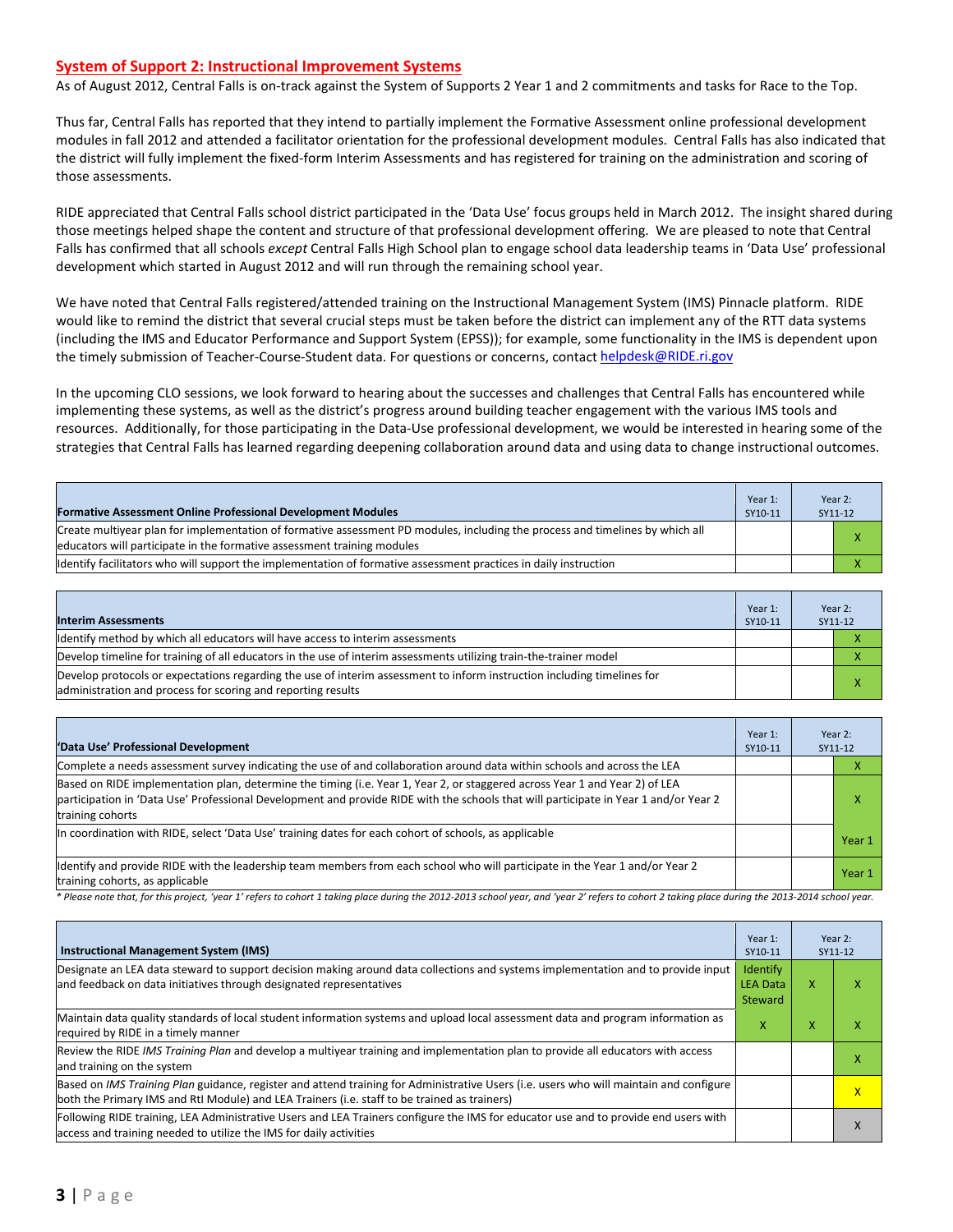## System of Support 2: Instructional Improvement Systems

As of August 2012, Central Falls is on-track against the System of Supports 2 Year 1 and 2 commitments and tasks for Race to the Top.

Thus far, Central Falls has reported that they intend to partially implement the Formative Assessment online professional development modules in fall 2012 and attended a facilitator orientation for the professional development modules. Central Falls has also indicated that the district will fully implement the fixed-form Interim Assessments and has registered for training on the administration and scoring of those assessments.

RIDE appreciated that Central Falls school district participated in the 'Data Use' focus groups held in March 2012. The insight shared during those meetings helped shape the content and structure of that professional development offering. We are pleased to note that Central Falls has confirmed that all schools *except* Central Falls High School plan to engage school data leadership teams in 'Data Use' professional development which started in August 2012 and will run through the remaining school year.

We have noted that Central Falls registered/attended training on the Instructional Management System (IMS) Pinnacle platform. RIDE would like to remind the district that several crucial steps must be taken before the district can implement any of the RTT data systems (including the IMS and Educator Performance and Support System (EPSS)); for example, some functionality in the IMS is dependent upon the timely submission of Teacher-Course-Student data. For questions or concerns, contact helpdesk@RIDE.ri.gov

In the upcoming CLO sessions, we look forward to hearing about the successes and challenges that Central Falls has encountered while implementing these systems, as well as the district's progress around building teacher engagement with the various IMS tools and resources. Additionally, for those participating in the Data-Use professional development, we would be interested in hearing some of the strategies that Central Falls has learned regarding deepening collaboration around data and using data to change instructional outcomes.

| Formative Assessment Online Professional Development Modules | Year 1: SY10-11 | Year 2: SY11-12 | |
|---|---|---|---|
| Create multiyear plan for implementation of formative assessment PD modules, including the process and timelines by which all educators will participate in the formative assessment training modules | | | X |
| Identify facilitators who will support the implementation of formative assessment practices in daily instruction | | | X |

| Interim Assessments | Year 1: SY10-11 | Year 2: SY11-12 | |
|---|---|---|---|
| Identify method by which all educators will have access to interim assessments | | | X |
| Develop timeline for training of all educators in the use of interim assessments utilizing train-the-trainer model | | | X |
| Develop protocols or expectations regarding the use of interim assessment to inform instruction including timelines for administration and process for scoring and reporting results | | | X |

| 'Data Use' Professional Development | Year 1: SY10-11 | Year 2: SY11-12 | |
|---|---|---|---|
| Complete a needs assessment survey indicating the use of and collaboration around data within schools and across the LEA | | | X |
| Based on RIDE implementation plan, determine the timing (i.e. Year 1, Year 2, or staggered across Year 1 and Year 2) of LEA participation in 'Data Use' Professional Development and provide RIDE with the schools that will participate in Year 1 and/or Year 2 training cohorts | | | X |
| In coordination with RIDE, select 'Data Use' training dates for each cohort of schools, as applicable | | | Year 1 |
| Identify and provide RIDE with the leadership team members from each school who will participate in the Year 1 and/or Year 2 training cohorts, as applicable | | | Year 1 |

*\* Please note that, for this project, 'year 1' refers to cohort 1 taking place during the 2012-2013 school year, and 'year 2' refers to cohort 2 taking place during the 2013-2014 school year.*

| Instructional Management System (IMS) | Year 1: SY10-11 | Year 2: SY11-12 | |
|---|---|---|---|
| Designate an LEA data steward to support decision making around data collections and systems implementation and to provide input and feedback on data initiatives through designated representatives | Identify LEA Data Steward | X | X |
| Maintain data quality standards of local student information systems and upload local assessment data and program information as required by RIDE in a timely manner | X | X | X |
| Review the RIDE *IMS Training Plan* and develop a multiyear training and implementation plan to provide all educators with access and training on the system | | | X |
| Based on *IMS Training Plan* guidance, register and attend training for Administrative Users (i.e. users who will maintain and configure both the Primary IMS and RtI Module) and LEA Trainers (i.e. staff to be trained as trainers) | | | X |
| Following RIDE training, LEA Administrative Users and LEA Trainers configure the IMS for educator use and to provide end users with access and training needed to utilize the IMS for daily activities | | | X |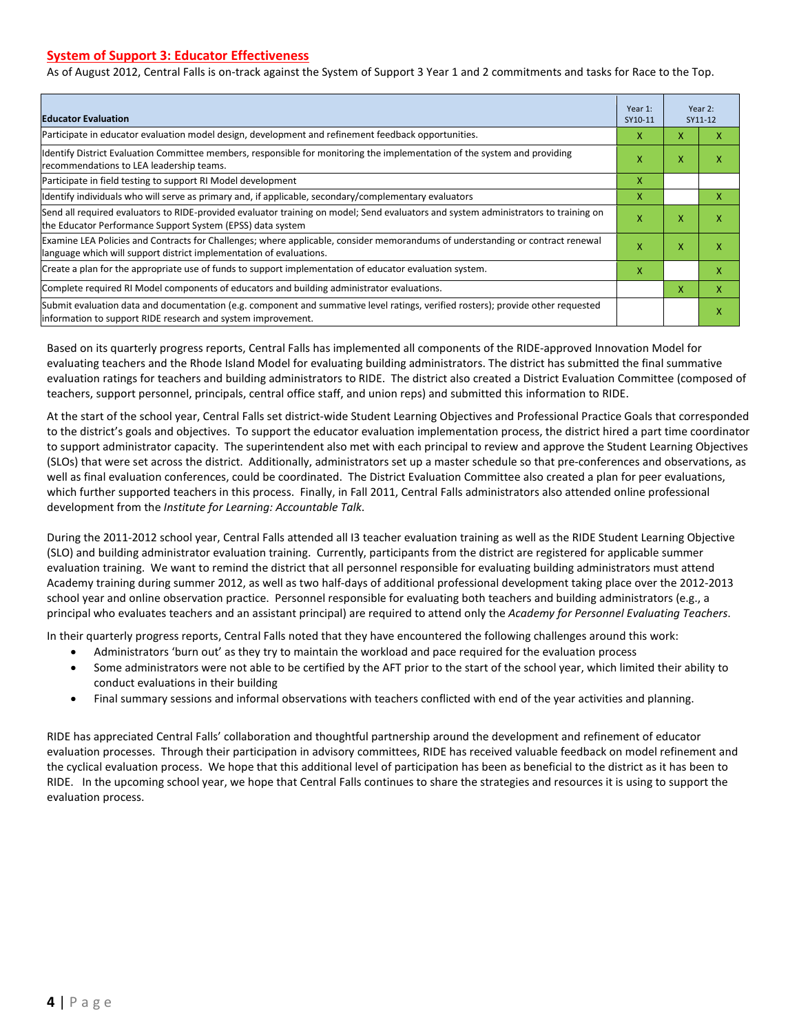## System of Support 3: Educator Effectiveness

As of August 2012, Central Falls is on-track against the System of Support 3 Year 1 and 2 commitments and tasks for Race to the Top.

| Educator Evaluation | Year 1: SY10-11 | Year 2: SY11-12 | |
|---|---|---|---|
| Participate in educator evaluation model design, development and refinement feedback opportunities. | X | X | X |
| Identify District Evaluation Committee members, responsible for monitoring the implementation of the system and providing recommendations to LEA leadership teams. | X | X | X |
| Participate in field testing to support RI Model development | X | | |
| Identify individuals who will serve as primary and, if applicable, secondary/complementary evaluators | X | | X |
| Send all required evaluators to RIDE-provided evaluator training on model; Send evaluators and system administrators to training on the Educator Performance Support System (EPSS) data system | X | X | X |
| Examine LEA Policies and Contracts for Challenges; where applicable, consider memorandums of understanding or contract renewal language which will support district implementation of evaluations. | X | X | X |
| Create a plan for the appropriate use of funds to support implementation of educator evaluation system. | X | | X |
| Complete required RI Model components of educators and building administrator evaluations. | | X | X |
| Submit evaluation data and documentation (e.g. component and summative level ratings, verified rosters); provide other requested information to support RIDE research and system improvement. | | | X |

Based on its quarterly progress reports, Central Falls has implemented all components of the RIDE-approved Innovation Model for evaluating teachers and the Rhode Island Model for evaluating building administrators. The district has submitted the final summative evaluation ratings for teachers and building administrators to RIDE. The district also created a District Evaluation Committee (composed of teachers, support personnel, principals, central office staff, and union reps) and submitted this information to RIDE.

At the start of the school year, Central Falls set district-wide Student Learning Objectives and Professional Practice Goals that corresponded to the district's goals and objectives. To support the educator evaluation implementation process, the district hired a part time coordinator to support administrator capacity. The superintendent also met with each principal to review and approve the Student Learning Objectives (SLOs) that were set across the district. Additionally, administrators set up a master schedule so that pre-conferences and observations, as well as final evaluation conferences, could be coordinated. The District Evaluation Committee also created a plan for peer evaluations, which further supported teachers in this process. Finally, in Fall 2011, Central Falls administrators also attended online professional development from the *Institute for Learning: Accountable Talk*.

During the 2011-2012 school year, Central Falls attended all I3 teacher evaluation training as well as the RIDE Student Learning Objective (SLO) and building administrator evaluation training. Currently, participants from the district are registered for applicable summer evaluation training. We want to remind the district that all personnel responsible for evaluating building administrators must attend Academy training during summer 2012, as well as two half-days of additional professional development taking place over the 2012-2013 school year and online observation practice. Personnel responsible for evaluating both teachers and building administrators (e.g., a principal who evaluates teachers and an assistant principal) are required to attend only the *Academy for Personnel Evaluating Teachers*.

In their quarterly progress reports, Central Falls noted that they have encountered the following challenges around this work:

- Administrators 'burn out' as they try to maintain the workload and pace required for the evaluation process
- Some administrators were not able to be certified by the AFT prior to the start of the school year, which limited their ability to conduct evaluations in their building
- Final summary sessions and informal observations with teachers conflicted with end of the year activities and planning.

RIDE has appreciated Central Falls' collaboration and thoughtful partnership around the development and refinement of educator evaluation processes. Through their participation in advisory committees, RIDE has received valuable feedback on model refinement and the cyclical evaluation process. We hope that this additional level of participation has been as beneficial to the district as it has been to RIDE. In the upcoming school year, we hope that Central Falls continues to share the strategies and resources it is using to support the evaluation process.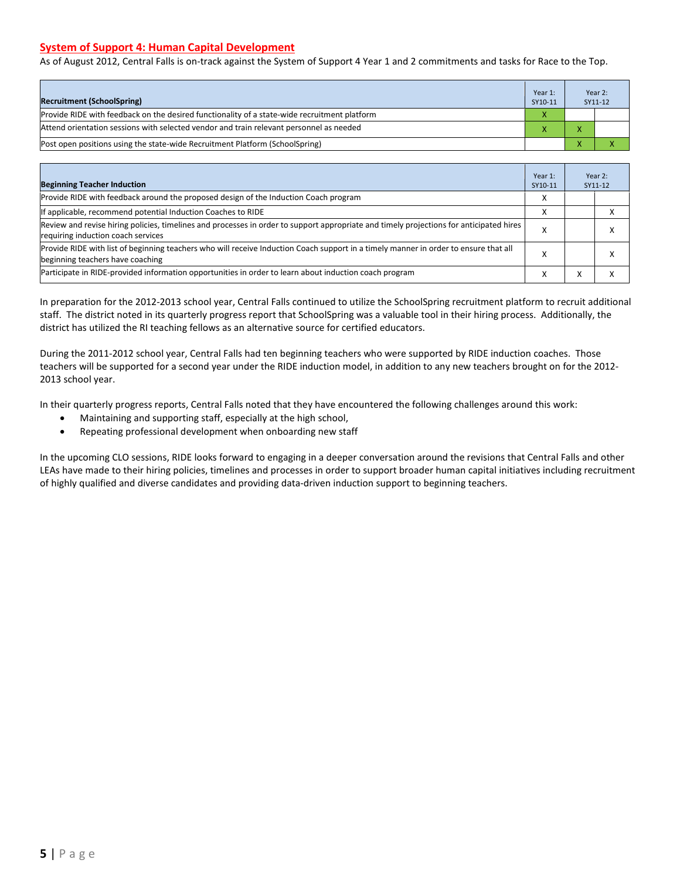## System of Support 4: Human Capital Development

As of August 2012, Central Falls is on-track against the System of Support 4 Year 1 and 2 commitments and tasks for Race to the Top.

| Recruitment (SchoolSpring) | Year 1: SY10-11 | Year 2: SY11-12 | |
|---|---|---|---|
| Provide RIDE with feedback on the desired functionality of a state-wide recruitment platform | X | | |
| Attend orientation sessions with selected vendor and train relevant personnel as needed | X | X | |
| Post open positions using the state-wide Recruitment Platform (SchoolSpring) | | X | X |

| Beginning Teacher Induction | Year 1: SY10-11 | Year 2: SY11-12 | |
|---|---|---|---|
| Provide RIDE with feedback around the proposed design of the Induction Coach program | X | | |
| If applicable, recommend potential Induction Coaches to RIDE | X | | X |
| Review and revise hiring policies, timelines and processes in order to support appropriate and timely projections for anticipated hires requiring induction coach services | X | | X |
| Provide RIDE with list of beginning teachers who will receive Induction Coach support in a timely manner in order to ensure that all beginning teachers have coaching | X | | X |
| Participate in RIDE-provided information opportunities in order to learn about induction coach program | X | X | X |

In preparation for the 2012-2013 school year, Central Falls continued to utilize the SchoolSpring recruitment platform to recruit additional staff. The district noted in its quarterly progress report that SchoolSpring was a valuable tool in their hiring process. Additionally, the district has utilized the RI teaching fellows as an alternative source for certified educators.

During the 2011-2012 school year, Central Falls had ten beginning teachers who were supported by RIDE induction coaches. Those teachers will be supported for a second year under the RIDE induction model, in addition to any new teachers brought on for the 2012-2013 school year.

In their quarterly progress reports, Central Falls noted that they have encountered the following challenges around this work:

- Maintaining and supporting staff, especially at the high school,
- Repeating professional development when onboarding new staff

In the upcoming CLO sessions, RIDE looks forward to engaging in a deeper conversation around the revisions that Central Falls and other LEAs have made to their hiring policies, timelines and processes in order to support broader human capital initiatives including recruitment of highly qualified and diverse candidates and providing data-driven induction support to beginning teachers.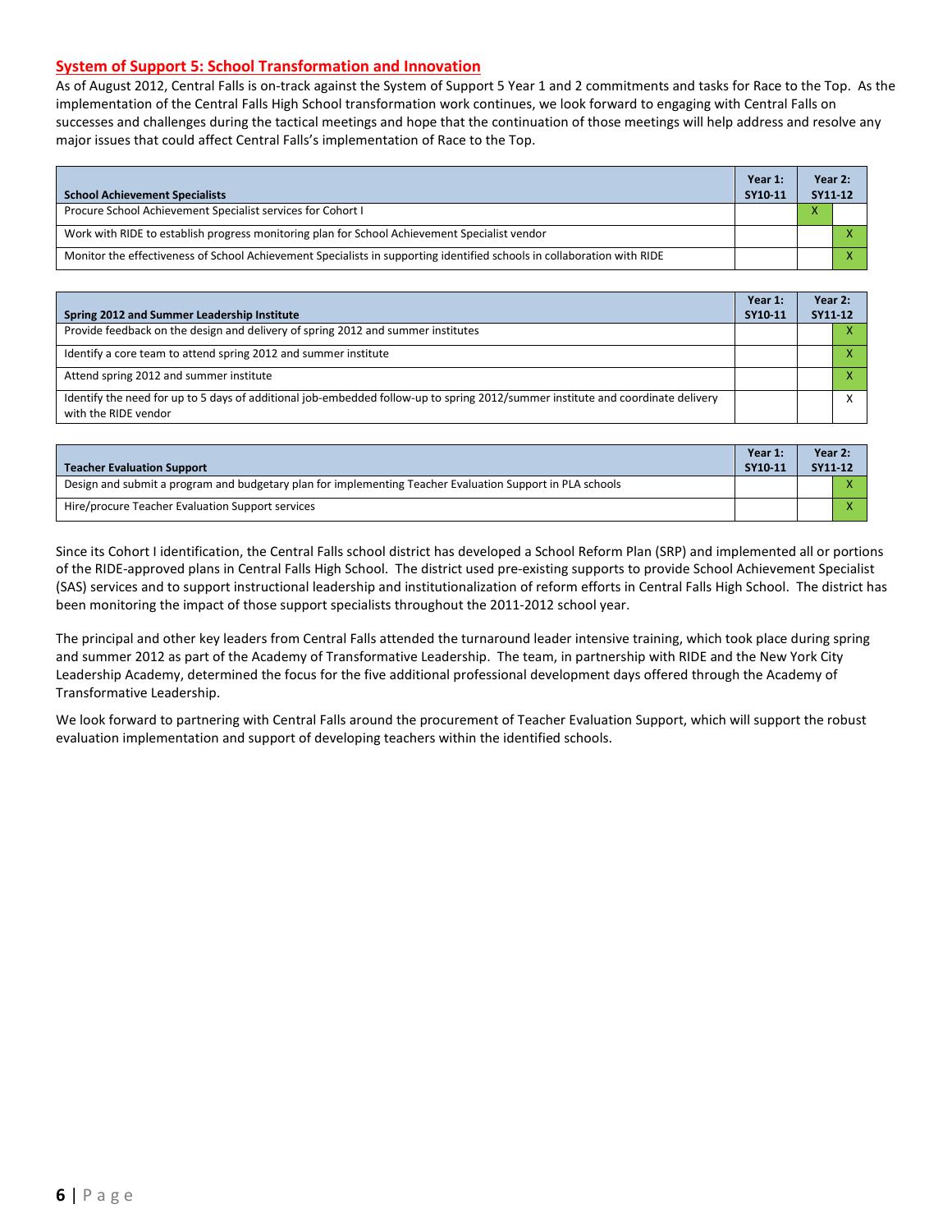## System of Support 5: School Transformation and Innovation

As of August 2012, Central Falls is on-track against the System of Support 5 Year 1 and 2 commitments and tasks for Race to the Top. As the implementation of the Central Falls High School transformation work continues, we look forward to engaging with Central Falls on successes and challenges during the tactical meetings and hope that the continuation of those meetings will help address and resolve any major issues that could affect Central Falls's implementation of Race to the Top.

| School Achievement Specialists | Year 1: SY10-11 | Year 2: SY11-12 | |
|---|---|---|---|
| Procure School Achievement Specialist services for Cohort I | | X | |
| Work with RIDE to establish progress monitoring plan for School Achievement Specialist vendor | | | X |
| Monitor the effectiveness of School Achievement Specialists in supporting identified schools in collaboration with RIDE | | | X |

| Spring 2012 and Summer Leadership Institute | Year 1: SY10-11 | Year 2: SY11-12 | |
|---|---|---|---|
| Provide feedback on the design and delivery of spring 2012 and summer institutes | | | X |
| Identify a core team to attend spring 2012 and summer institute | | | X |
| Attend spring 2012 and summer institute | | | X |
| Identify the need for up to 5 days of additional job-embedded follow-up to spring 2012/summer institute and coordinate delivery with the RIDE vendor | | | X |

| Teacher Evaluation Support | Year 1: SY10-11 | Year 2: SY11-12 | |
|---|---|---|---|
| Design and submit a program and budgetary plan for implementing Teacher Evaluation Support in PLA schools | | | X |
| Hire/procure Teacher Evaluation Support services | | | X |

Since its Cohort I identification, the Central Falls school district has developed a School Reform Plan (SRP) and implemented all or portions of the RIDE-approved plans in Central Falls High School. The district used pre-existing supports to provide School Achievement Specialist (SAS) services and to support instructional leadership and institutionalization of reform efforts in Central Falls High School. The district has been monitoring the impact of those support specialists throughout the 2011-2012 school year.

The principal and other key leaders from Central Falls attended the turnaround leader intensive training, which took place during spring and summer 2012 as part of the Academy of Transformative Leadership. The team, in partnership with RIDE and the New York City Leadership Academy, determined the focus for the five additional professional development days offered through the Academy of Transformative Leadership.

We look forward to partnering with Central Falls around the procurement of Teacher Evaluation Support, which will support the robust evaluation implementation and support of developing teachers within the identified schools.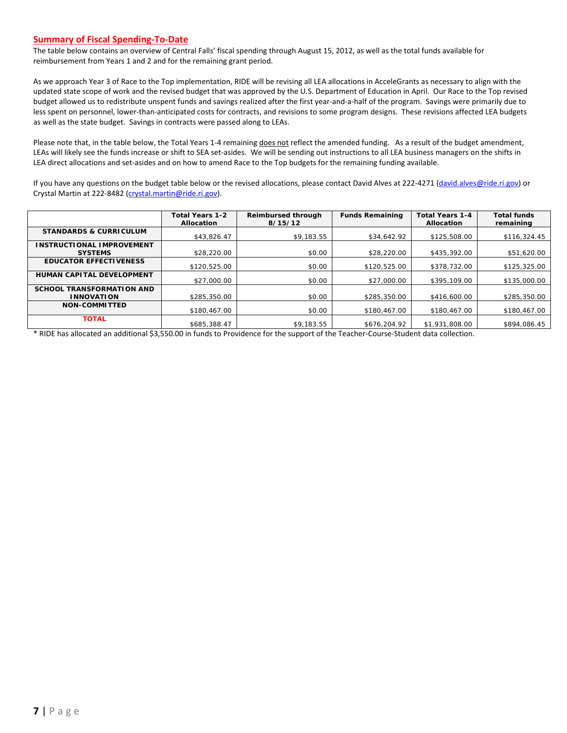## Summary of Fiscal Spending-To-Date

The table below contains an overview of Central Falls' fiscal spending through August 15, 2012, as well as the total funds available for reimbursement from Years 1 and 2 and for the remaining grant period.

As we approach Year 3 of Race to the Top implementation, RIDE will be revising all LEA allocations in AcceleGrants as necessary to align with the updated state scope of work and the revised budget that was approved by the U.S. Department of Education in April. Our Race to the Top revised budget allowed us to redistribute unspent funds and savings realized after the first year-and-a-half of the program. Savings were primarily due to less spent on personnel, lower-than-anticipated costs for contracts, and revisions to some program designs. These revisions affected LEA budgets as well as the state budget. Savings in contracts were passed along to LEAs.

Please note that, in the table below, the Total Years 1-4 remaining does not reflect the amended funding. As a result of the budget amendment, LEAs will likely see the funds increase or shift to SEA set-asides. We will be sending out instructions to all LEA business managers on the shifts in LEA direct allocations and set-asides and on how to amend Race to the Top budgets for the remaining funding available.

If you have any questions on the budget table below or the revised allocations, please contact David Alves at 222-4271 (david.alves@ride.ri.gov) or Crystal Martin at 222-8482 (crystal.martin@ride.ri.gov).

| | Total Years 1-2 Allocation | Reimbursed through 8/15/12 | Funds Remaining | Total Years 1-4 Allocation | Total funds remaining |
|---|---|---|---|---|---|
| **STANDARDS & CURRICULUM** | $43,826.47 | $9,183.55 | $34,642.92 | $125,508.00 | $116,324.45 |
| **INSTRUCTIONAL IMPROVEMENT SYSTEMS** | $28,220.00 | $0.00 | $28,220.00 | $435,392.00 | $51,620.00 |
| **EDUCATOR EFFECTIVENESS** | $120,525.00 | $0.00 | $120,525.00 | $378,732.00 | $125,325.00 |
| **HUMAN CAPITAL DEVELOPMENT** | $27,000.00 | $0.00 | $27,000.00 | $395,109.00 | $135,000.00 |
| **SCHOOL TRANSFORMATION AND INNOVATION** | $285,350.00 | $0.00 | $285,350.00 | $416,600.00 | $285,350.00 |
| **NON-COMMITTED** | $180,467.00 | $0.00 | $180,467.00 | $180,467.00 | $180,467.00 |
| **TOTAL** | $685,388.47 | $9,183.55 | $676,204.92 | $1,931,808.00 | $894,086.45 |

* RIDE has allocated an additional $3,550.00 in funds to Providence for the support of the Teacher-Course-Student data collection.